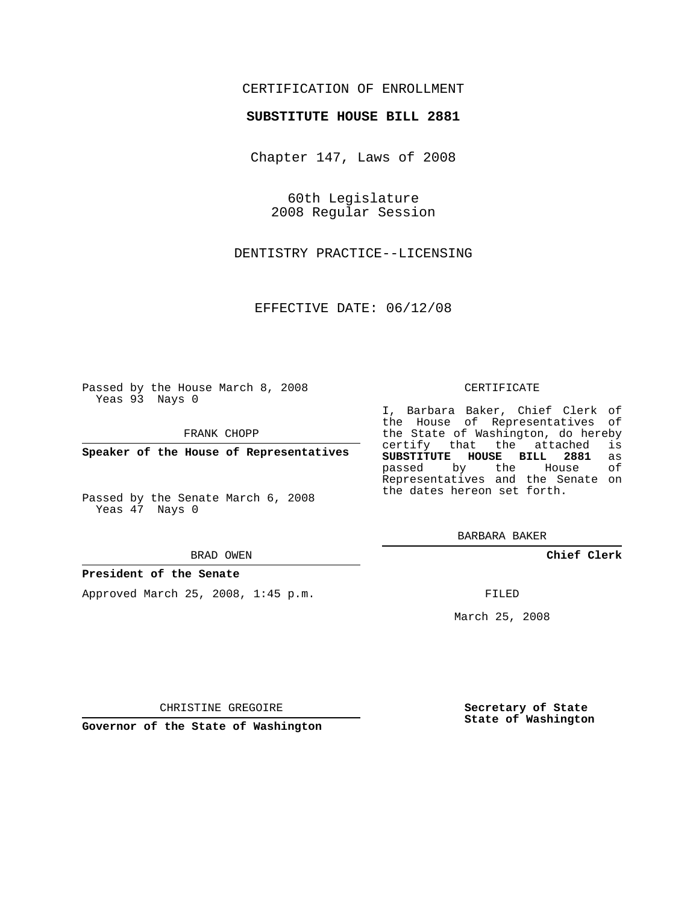CERTIFICATION OF ENROLLMENT

**SUBSTITUTE HOUSE BILL 2881**

Chapter 147, Laws of 2008

60th Legislature
2008 Regular Session

DENTISTRY PRACTICE--LICENSING

EFFECTIVE DATE: 06/12/08

Passed by the House March 8, 2008
Yeas 93 Nays 0

FRANK CHOPP

**Speaker of the House of Representatives**

Passed by the Senate March 6, 2008
Yeas 47 Nays 0

BRAD OWEN

**President of the Senate**

Approved March 25, 2008, 1:45 p.m.

CHRISTINE GREGOIRE

**Governor of the State of Washington**

CERTIFICATE

I, Barbara Baker, Chief Clerk of the House of Representatives of the State of Washington, do hereby certify that the attached is **SUBSTITUTE HOUSE BILL 2881** as passed by the House of Representatives and the Senate on the dates hereon set forth.

BARBARA BAKER

**Chief Clerk**

FILED

March 25, 2008

**Secretary of State**
**State of Washington**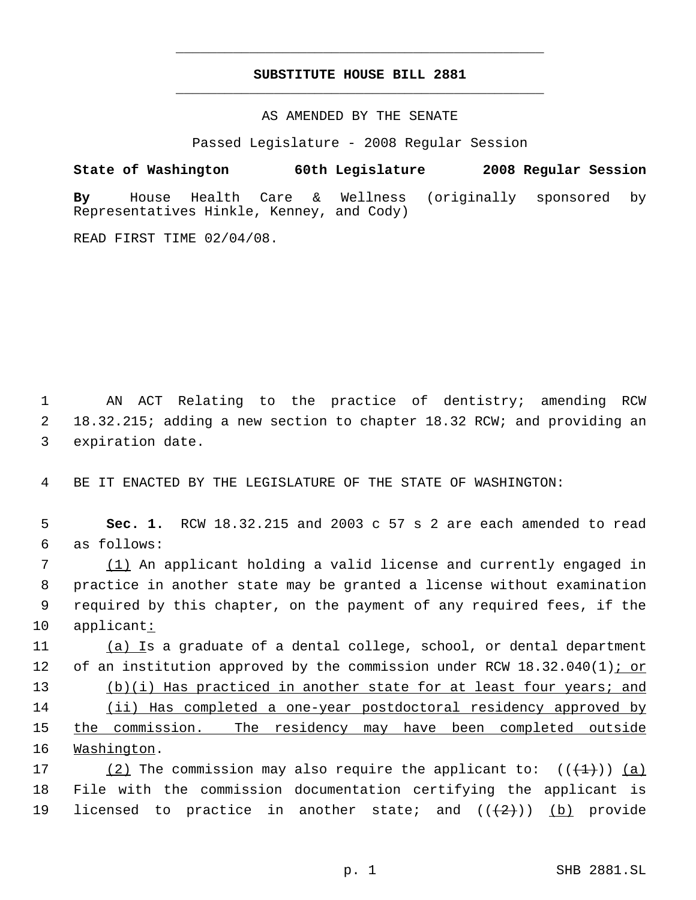# SUBSTITUTE HOUSE BILL 2881

AS AMENDED BY THE SENATE

Passed Legislature - 2008 Regular Session

**State of Washington 60th Legislature 2008 Regular Session**

**By** House Health Care & Wellness (originally sponsored by Representatives Hinkle, Kenney, and Cody)

READ FIRST TIME 02/04/08.

AN ACT Relating to the practice of dentistry; amending RCW 18.32.215; adding a new section to chapter 18.32 RCW; and providing an expiration date.

BE IT ENACTED BY THE LEGISLATURE OF THE STATE OF WASHINGTON:

**Sec. 1.** RCW 18.32.215 and 2003 c 57 s 2 are each amended to read as follows:

(1) An applicant holding a valid license and currently engaged in practice in another state may be granted a license without examination required by this chapter, on the payment of any required fees, if the applicant:

(a) Is a graduate of a dental college, school, or dental department of an institution approved by the commission under RCW 18.32.040(1); or

(b)(i) Has practiced in another state for at least four years; and

(ii) Has completed a one-year postdoctoral residency approved by the commission. The residency may have been completed outside Washington.

(2) The commission may also require the applicant to: (((1))) (a) File with the commission documentation certifying the applicant is licensed to practice in another state; and (((2))) (b) provide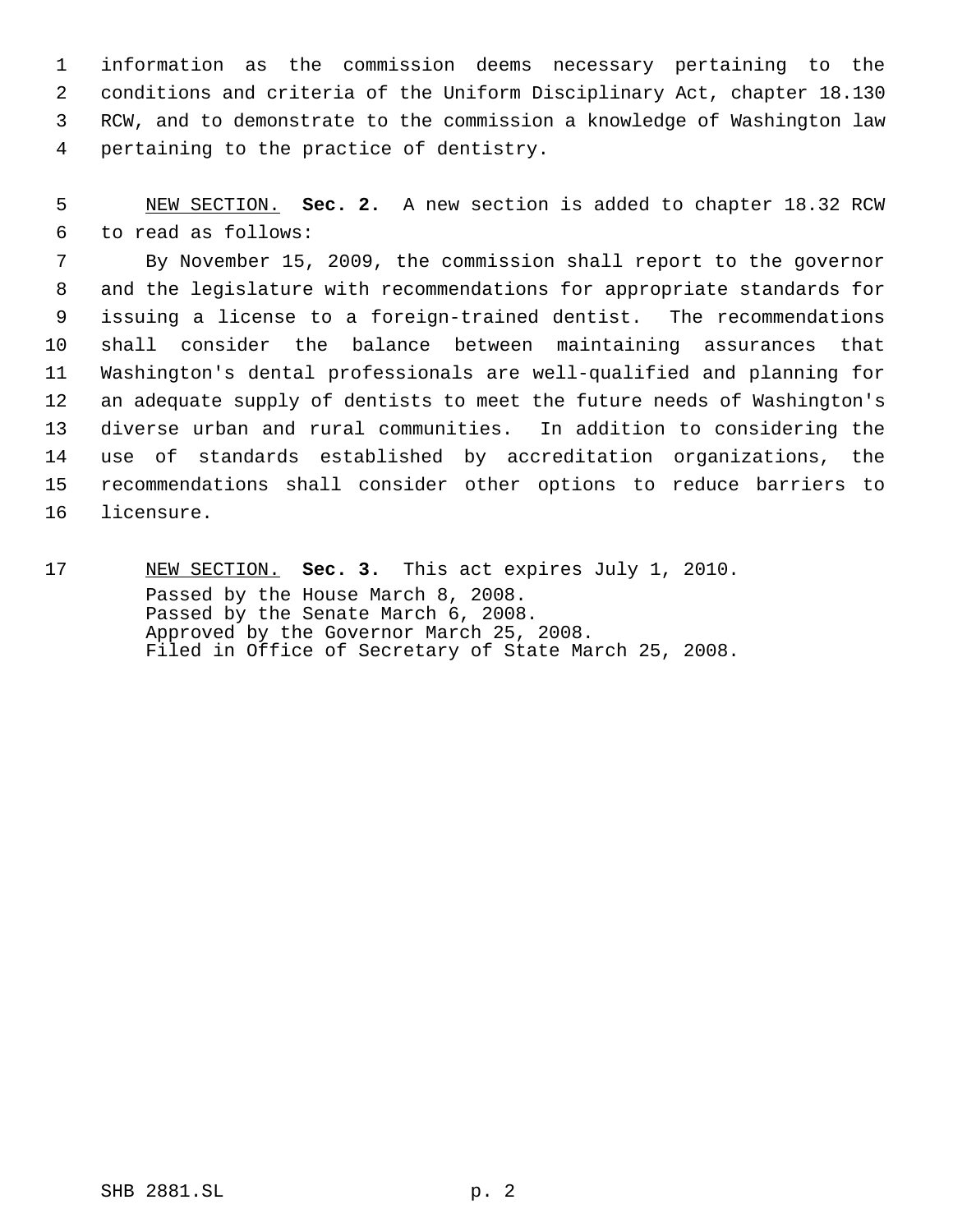information as the commission deems necessary pertaining to the conditions and criteria of the Uniform Disciplinary Act, chapter 18.130 RCW, and to demonstrate to the commission a knowledge of Washington law pertaining to the practice of dentistry.

NEW SECTION. **Sec. 2.** A new section is added to chapter 18.32 RCW to read as follows:

By November 15, 2009, the commission shall report to the governor and the legislature with recommendations for appropriate standards for issuing a license to a foreign-trained dentist. The recommendations shall consider the balance between maintaining assurances that Washington's dental professionals are well-qualified and planning for an adequate supply of dentists to meet the future needs of Washington's diverse urban and rural communities. In addition to considering the use of standards established by accreditation organizations, the recommendations shall consider other options to reduce barriers to licensure.

NEW SECTION. **Sec. 3.** This act expires July 1, 2010.

Passed by the House March 8, 2008.
Passed by the Senate March 6, 2008.
Approved by the Governor March 25, 2008.
Filed in Office of Secretary of State March 25, 2008.